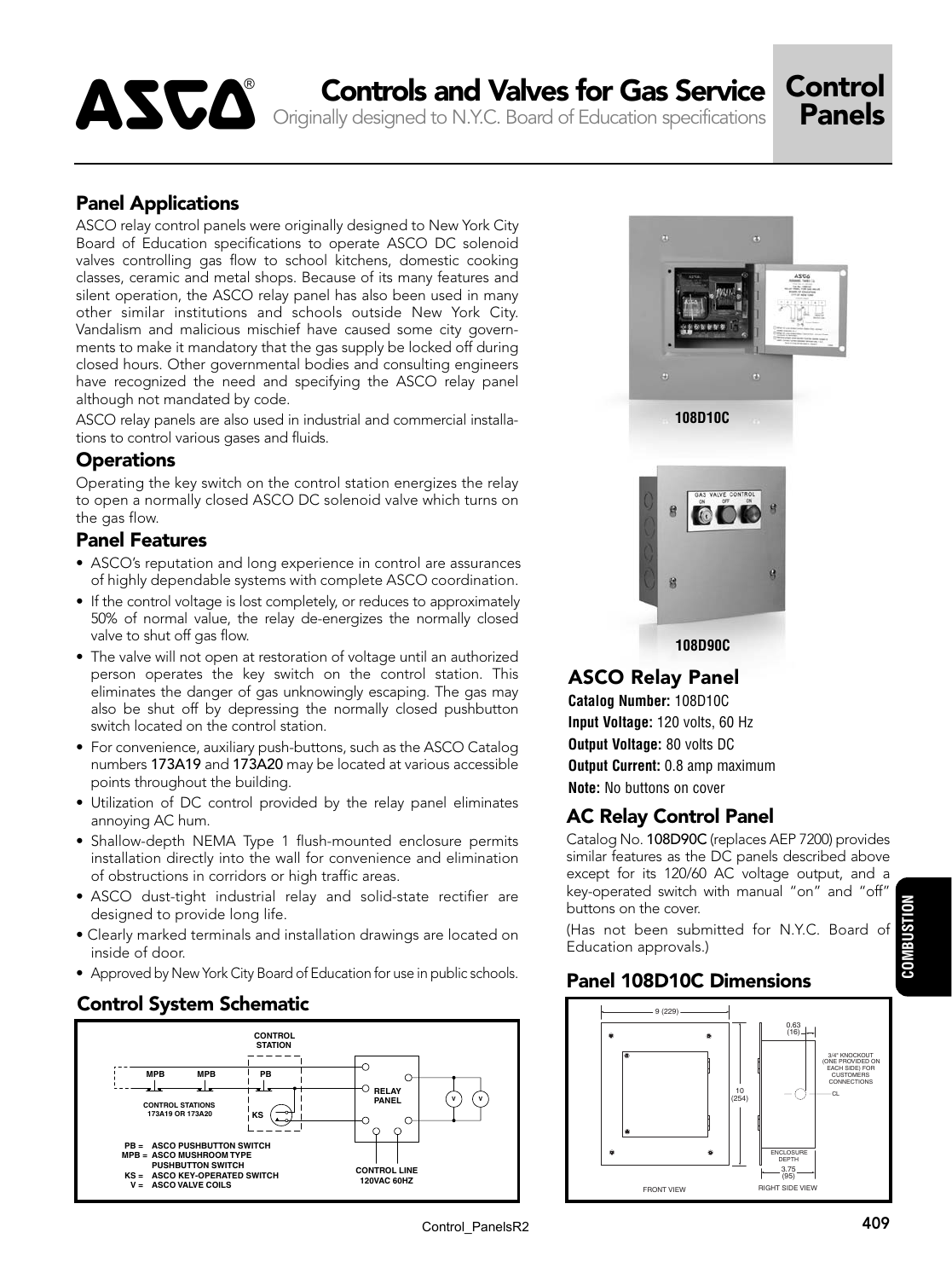# Controls and Valves for Gas Service

Originally designed to N.Y.C. Board of Education specifications

**Control Panels**

## Panel Applications

ASCO relay control panels were originally designed to New York City Board of Education specifications to operate ASCO DC solenoid valves controlling gas flow to school kitchens, domestic cooking classes, ceramic and metal shops. Because of its many features and silent operation, the ASCO relay panel has also been used in many other similar institutions and schools outside New York City. Vandalism and malicious mischief have caused some city governments to make it mandatory that the gas supply be locked off during closed hours. Other governmental bodies and consulting engineers have recognized the need and specifying the ASCO relay panel although not mandated by code.

ASCO relay panels are also used in industrial and commercial installations to control various gases and fluids.

## Operations

Operating the key switch on the control station energizes the relay to open a normally closed ASCO DC solenoid valve which turns on the gas flow.

## Panel Features

- ASCO's reputation and long experience in control are assurances of highly dependable systems with complete ASCO coordination.
- If the control voltage is lost completely, or reduces to approximately 50% of normal value, the relay de-energizes the normally closed valve to shut off gas flow.
- The valve will not open at restoration of voltage until an authorized person operates the key switch on the control station. This eliminates the danger of gas unknowingly escaping. The gas may also be shut off by depressing the normally closed pushbutton switch located on the control station.
- For convenience, auxiliary push-buttons, such as the ASCO Catalog numbers 173A19 and 173A20 may be located at various accessible points throughout the building.
- Utilization of DC control provided by the relay panel eliminates annoying AC hum.
- Shallow-depth NEMA Type 1 flush-mounted enclosure permits installation directly into the wall for convenience and elimination of obstructions in corridors or high traffic areas.
- ASCO dust-tight industrial relay and solid-state rectifier are designed to provide long life.
- Clearly marked terminals and installation drawings are located on inside of door.
- Approved by New York City Board of Education for use in public schools.

## Control System Schematic

CONTROL STATION

MPB — MPB — PB — KS

CONTROL STATIONS 173A19 OR 173A20

RELAY PANEL

V V

CONTROL LINE 120VAC 60HZ

PB = ASCO PUSHBUTTON SWITCH
MPB = ASCO MUSHROOM TYPE PUSHBUTTON SWITCH
KS = ASCO KEY-OPERATED SWITCH
V = ASCO VALVE COILS

108D10C

108D90C

## ASCO Relay Panel

**Catalog Number:** 108D10C
**Input Voltage:** 120 volts, 60 Hz
**Output Voltage:** 80 volts DC
**Output Current:** 0.8 amp maximum
**Note:** No buttons on cover

## AC Relay Control Panel

Catalog No. 108D90C (replaces AEP 7200) provides similar features as the DC panels described above except for its 120/60 AC voltage output, and a key-operated switch with manual "on" and "off" buttons on the cover.

(Has not been submitted for N.Y.C. Board of Education approvals.)

## Panel 108D10C Dimensions

FRONT VIEW: 9 (229) wide; 10 (254) high

RIGHT SIDE VIEW: 0.63 (16); 3/4" KNOCKOUT (ONE PROVIDED ON EACH SIDE) FOR CUSTOMERS CONNECTIONS; CL; ENCLOSURE DEPTH 3.75 (95)

COMBUSTION

Control_PanelsR2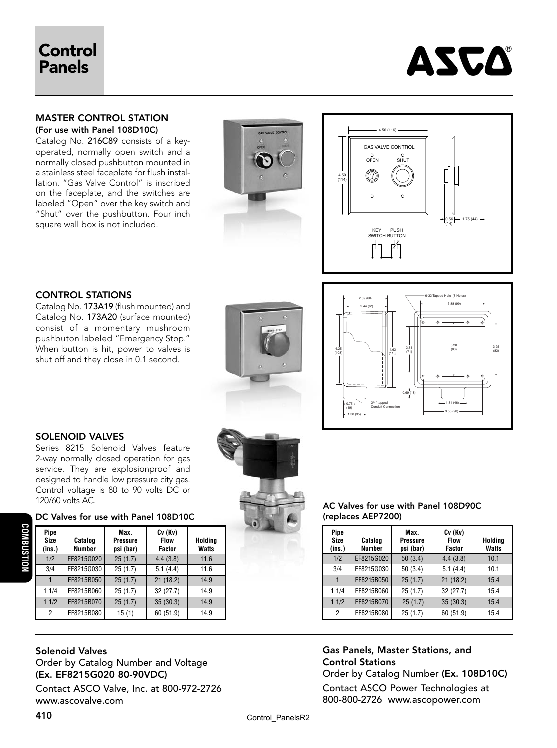# Control Panels

### MASTER CONTROL STATION

**(For use with Panel 108D10C)**

Catalog No. **216C89** consists of a key-operated, normally open switch and a normally closed pushbutton mounted in a stainless steel faceplate for flush installation. "Gas Valve Control" is inscribed on the faceplate, and the switches are labeled "Open" over the key switch and "Shut" over the pushbutton. Four inch square wall box is not included.

4.56 (116)
GAS VALVE CONTROL
OPEN
SHUT
4.50 (114)
0.56 (14)
1.75 (44)
KEY SWITCH
PUSH BUTTON

### CONTROL STATIONS

Catalog No. **173A19** (flush mounted) and Catalog No. **173A20** (surface mounted) consist of a momentary mushroom pushbuton labeled "Emergency Stop." When button is hit, power to valves is shut off and they close in 0.1 second.

2.69 (68)
2.44 (62)
6-32 Tapped Hole (8 Holes)
3.88 (99)
4.25 (108)
4.63 (118)
2.81 (71)
3.28 (83)
3.25 (83)
0.69 (18)
0.75 (19)
1.38 (35)
3/4" tapped Conduit Connection
1.81 (46)
3.56 (90)

### SOLENOID VALVES

Series 8215 Solenoid Valves feature 2-way normally closed operation for gas service. They are explosionproof and designed to handle low pressure city gas. Control voltage is 80 to 90 volts DC or 120/60 volts AC.

**DC Valves for use with Panel 108D10C**

| Pipe Size (ins.) | Catalog Number | Max. Pressure psi (bar) | Cv (Kv) Flow Factor | Holding Watts |
|---|---|---|---|---|
| 1/2 | EF8215G020 | 25 (1.7) | 4.4 (3.8) | 11.6 |
| 3/4 | EF8215G030 | 25 (1.7) | 5.1 (4.4) | 11.6 |
| 1 | EF8215B050 | 25 (1.7) | 21 (18.2) | 14.9 |
| 1 1/4 | EF8215B060 | 25 (1.7) | 32 (27.7) | 14.9 |
| 1 1/2 | EF8215B070 | 25 (1.7) | 35 (30.3) | 14.9 |
| 2 | EF8215B080 | 15 (1) | 60 (51.9) | 14.9 |

**AC Valves for use with Panel 108D90C (replaces AEP7200)**

| Pipe Size (ins.) | Catalog Number | Max. Pressure psi (bar) | Cv (Kv) Flow Factor | Holding Watts |
|---|---|---|---|---|
| 1/2 | EF8215G020 | 50 (3.4) | 4.4 (3.8) | 10.1 |
| 3/4 | EF8215G030 | 50 (3.4) | 5.1 (4.4) | 10.1 |
| 1 | EF8215B050 | 25 (1.7) | 21 (18.2) | 15.4 |
| 1 1/4 | EF8215B060 | 25 (1.7) | 32 (27.7) | 15.4 |
| 1 1/2 | EF8215B070 | 25 (1.7) | 35 (30.3) | 15.4 |
| 2 | EF8215B080 | 25 (1.7) | 60 (51.9) | 15.4 |

**Solenoid Valves**

Order by Catalog Number and Voltage **(Ex. EF8215G020 80-90VDC)**

Contact ASCO Valve, Inc. at 800-972-2726 www.ascovalve.com

**Gas Panels, Master Stations, and Control Stations**

Order by Catalog Number **(Ex. 108D10C)**

Contact ASCO Power Technologies at 800-800-2726 www.ascopower.com